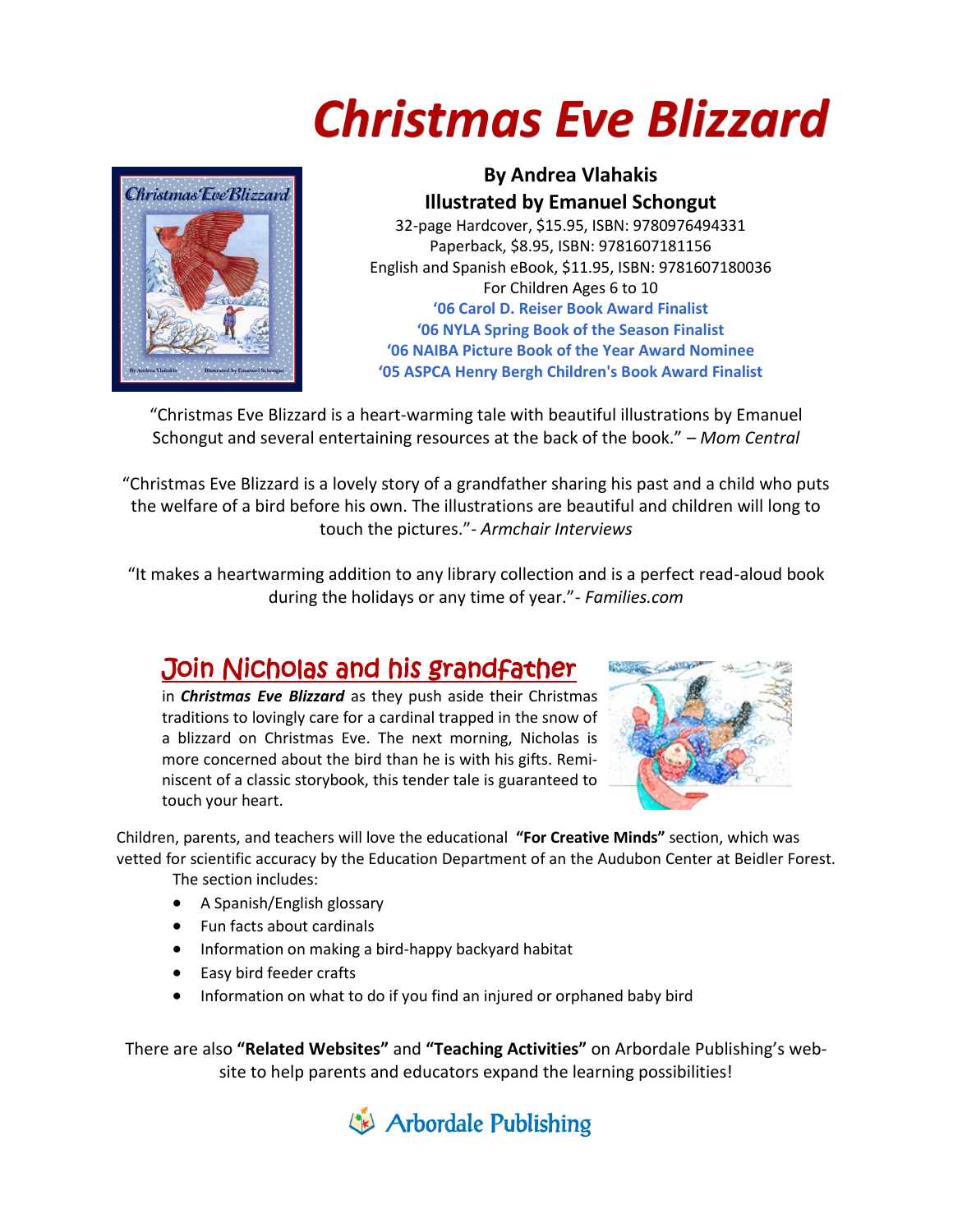# *Christmas Eve Blizzard*

**By Andrea Vlahakis**
**Illustrated by Emanuel Schongut**
32-page Hardcover, $15.95, ISBN: 9780976494331
Paperback, $8.95, ISBN: 9781607181156
English and Spanish eBook, $11.95, ISBN: 9781607180036
For Children Ages 6 to 10
**'06 Carol D. Reiser Book Award Finalist**
**'06 NYLA Spring Book of the Season Finalist**
**'06 NAIBA Picture Book of the Year Award Nominee**
**'05 ASPCA Henry Bergh Children's Book Award Finalist**

"Christmas Eve Blizzard is a heart-warming tale with beautiful illustrations by Emanuel Schongut and several entertaining resources at the back of the book." – *Mom Central*

"Christmas Eve Blizzard is a lovely story of a grandfather sharing his past and a child who puts the welfare of a bird before his own. The illustrations are beautiful and children will long to touch the pictures."- *Armchair Interviews*

"It makes a heartwarming addition to any library collection and is a perfect read-aloud book during the holidays or any time of year."- *Families.com*

## Join Nicholas and his grandfather

in ***Christmas Eve Blizzard*** as they push aside their Christmas traditions to lovingly care for a cardinal trapped in the snow of a blizzard on Christmas Eve. The next morning, Nicholas is more concerned about the bird than he is with his gifts. Reminiscent of a classic storybook, this tender tale is guaranteed to touch your heart.

Children, parents, and teachers will love the educational **"For Creative Minds"** section, which was vetted for scientific accuracy by the Education Department of an the Audubon Center at Beidler Forest. The section includes:

- A Spanish/English glossary
- Fun facts about cardinals
- Information on making a bird-happy backyard habitat
- Easy bird feeder crafts
- Information on what to do if you find an injured or orphaned baby bird

There are also **"Related Websites"** and **"Teaching Activities"** on Arbordale Publishing's website to help parents and educators expand the learning possibilities!

Arbordale Publishing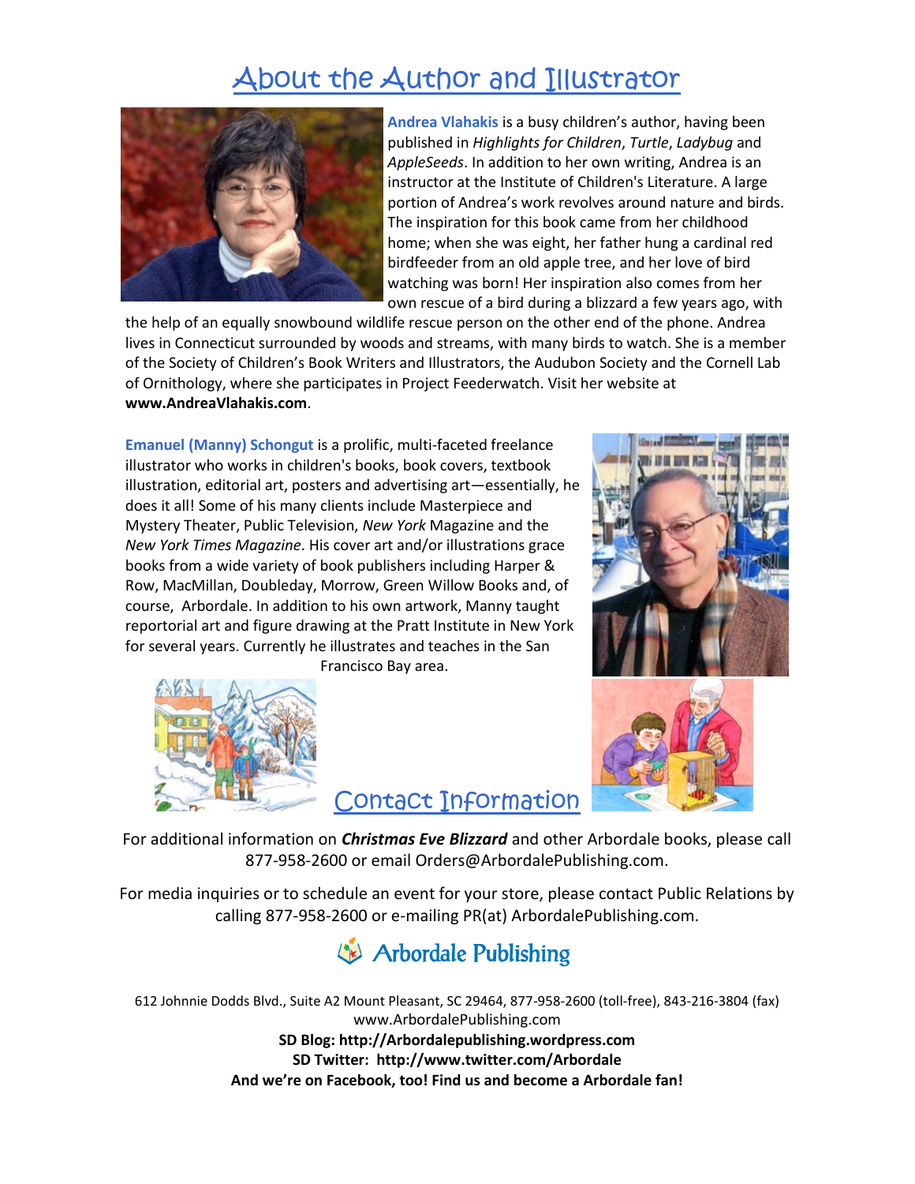# About the Author and Illustrator

**Andrea Vlahakis** is a busy children's author, having been published in *Highlights for Children*, *Turtle*, *Ladybug* and *AppleSeeds*. In addition to her own writing, Andrea is an instructor at the Institute of Children's Literature. A large portion of Andrea's work revolves around nature and birds. The inspiration for this book came from her childhood home; when she was eight, her father hung a cardinal red birdfeeder from an old apple tree, and her love of bird watching was born! Her inspiration also comes from her own rescue of a bird during a blizzard a few years ago, with the help of an equally snowbound wildlife rescue person on the other end of the phone. Andrea lives in Connecticut surrounded by woods and streams, with many birds to watch. She is a member of the Society of Children's Book Writers and Illustrators, the Audubon Society and the Cornell Lab of Ornithology, where she participates in Project Feederwatch. Visit her website at **www.AndreaVlahakis.com**.

**Emanuel (Manny) Schongut** is a prolific, multi-faceted freelance illustrator who works in children's books, book covers, textbook illustration, editorial art, posters and advertising art—essentially, he does it all! Some of his many clients include Masterpiece and Mystery Theater, Public Television, *New York* Magazine and the *New York Times Magazine*. His cover art and/or illustrations grace books from a wide variety of book publishers including Harper & Row, MacMillan, Doubleday, Morrow, Green Willow Books and, of course, Arbordale. In addition to his own artwork, Manny taught reportorial art and figure drawing at the Pratt Institute in New York for several years. Currently he illustrates and teaches in the San Francisco Bay area.

## Contact Information

For additional information on ***Christmas Eve Blizzard*** and other Arbordale books, please call 877-958-2600 or email Orders@ArbordalePublishing.com.

For media inquiries or to schedule an event for your store, please contact Public Relations by calling 877-958-2600 or e-mailing PR(at) ArbordalePublishing.com.

Arbordale Publishing

612 Johnnie Dodds Blvd., Suite A2 Mount Pleasant, SC 29464, 877-958-2600 (toll-free), 843-216-3804 (fax)
www.ArbordalePublishing.com

**SD Blog: http://Arbordalepublishing.wordpress.com**

**SD Twitter: http://www.twitter.com/Arbordale**

**And we're on Facebook, too! Find us and become a Arbordale fan!**